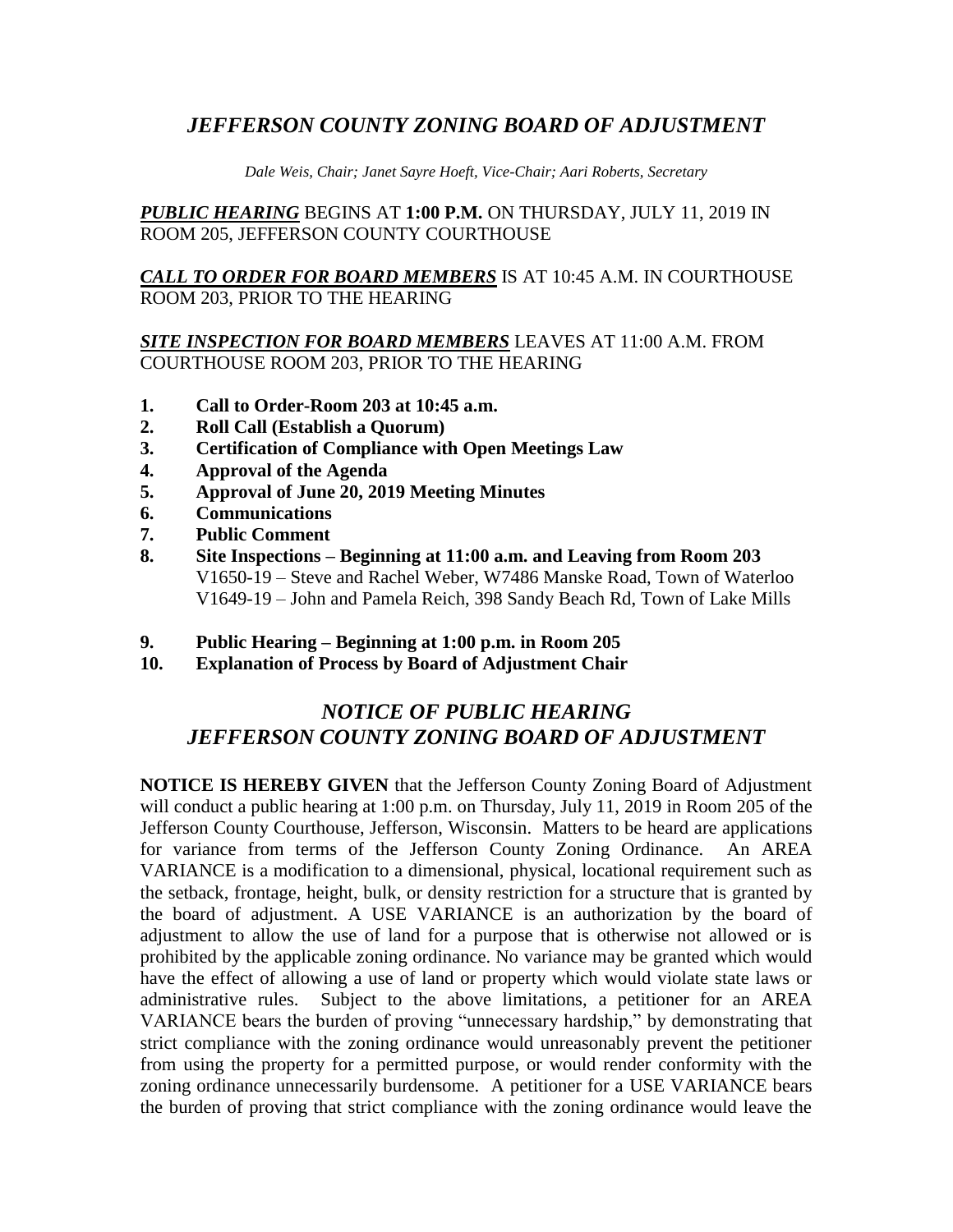# *JEFFERSON COUNTY ZONING BOARD OF ADJUSTMENT*

*Dale Weis, Chair; Janet Sayre Hoeft, Vice-Chair; Aari Roberts, Secretary*

***PUBLIC HEARING*** BEGINS AT **1:00 P.M.** ON THURSDAY, JULY 11, 2019 IN ROOM 205, JEFFERSON COUNTY COURTHOUSE

***CALL TO ORDER FOR BOARD MEMBERS*** IS AT 10:45 A.M. IN COURTHOUSE ROOM 203, PRIOR TO THE HEARING

***SITE INSPECTION FOR BOARD MEMBERS*** LEAVES AT 11:00 A.M. FROM COURTHOUSE ROOM 203, PRIOR TO THE HEARING

1. **Call to Order-Room 203 at 10:45 a.m.**
2. **Roll Call (Establish a Quorum)**
3. **Certification of Compliance with Open Meetings Law**
4. **Approval of the Agenda**
5. **Approval of June 20, 2019 Meeting Minutes**
6. **Communications**
7. **Public Comment**
8. **Site Inspections – Beginning at 11:00 a.m. and Leaving from Room 203**
   V1650-19 – Steve and Rachel Weber, W7486 Manske Road, Town of Waterloo
   V1649-19 – John and Pamela Reich, 398 Sandy Beach Rd, Town of Lake Mills
9. **Public Hearing – Beginning at 1:00 p.m. in Room 205**
10. **Explanation of Process by Board of Adjustment Chair**

## *NOTICE OF PUBLIC HEARING*
## *JEFFERSON COUNTY ZONING BOARD OF ADJUSTMENT*

**NOTICE IS HEREBY GIVEN** that the Jefferson County Zoning Board of Adjustment will conduct a public hearing at 1:00 p.m. on Thursday, July 11, 2019 in Room 205 of the Jefferson County Courthouse, Jefferson, Wisconsin. Matters to be heard are applications for variance from terms of the Jefferson County Zoning Ordinance. An AREA VARIANCE is a modification to a dimensional, physical, locational requirement such as the setback, frontage, height, bulk, or density restriction for a structure that is granted by the board of adjustment. A USE VARIANCE is an authorization by the board of adjustment to allow the use of land for a purpose that is otherwise not allowed or is prohibited by the applicable zoning ordinance. No variance may be granted which would have the effect of allowing a use of land or property which would violate state laws or administrative rules. Subject to the above limitations, a petitioner for an AREA VARIANCE bears the burden of proving "unnecessary hardship," by demonstrating that strict compliance with the zoning ordinance would unreasonably prevent the petitioner from using the property for a permitted purpose, or would render conformity with the zoning ordinance unnecessarily burdensome. A petitioner for a USE VARIANCE bears the burden of proving that strict compliance with the zoning ordinance would leave the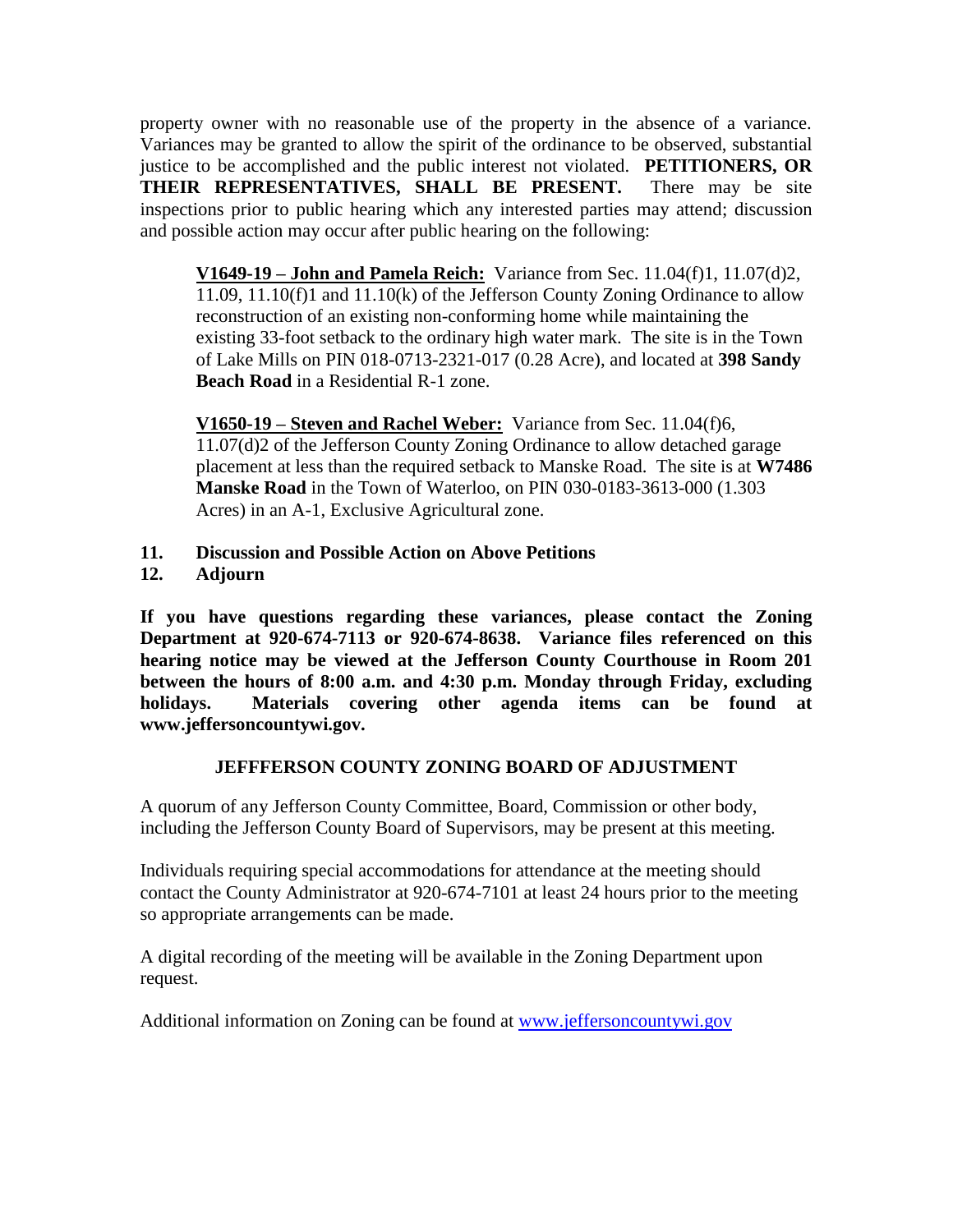property owner with no reasonable use of the property in the absence of a variance. Variances may be granted to allow the spirit of the ordinance to be observed, substantial justice to be accomplished and the public interest not violated. **PETITIONERS, OR THEIR REPRESENTATIVES, SHALL BE PRESENT.** There may be site inspections prior to public hearing which any interested parties may attend; discussion and possible action may occur after public hearing on the following:

> **V1649-19 – John and Pamela Reich:** Variance from Sec. 11.04(f)1, 11.07(d)2, 11.09, 11.10(f)1 and 11.10(k) of the Jefferson County Zoning Ordinance to allow reconstruction of an existing non-conforming home while maintaining the existing 33-foot setback to the ordinary high water mark. The site is in the Town of Lake Mills on PIN 018-0713-2321-017 (0.28 Acre), and located at **398 Sandy Beach Road** in a Residential R-1 zone.

> **V1650-19 – Steven and Rachel Weber:** Variance from Sec. 11.04(f)6, 11.07(d)2 of the Jefferson County Zoning Ordinance to allow detached garage placement at less than the required setback to Manske Road. The site is at **W7486 Manske Road** in the Town of Waterloo, on PIN 030-0183-3613-000 (1.303 Acres) in an A-1, Exclusive Agricultural zone.

**11. Discussion and Possible Action on Above Petitions**

**12. Adjourn**

**If you have questions regarding these variances, please contact the Zoning Department at 920-674-7113 or 920-674-8638. Variance files referenced on this hearing notice may be viewed at the Jefferson County Courthouse in Room 201 between the hours of 8:00 a.m. and 4:30 p.m. Monday through Friday, excluding holidays. Materials covering other agenda items can be found at www.jeffersoncountywi.gov.**

**JEFFFERSON COUNTY ZONING BOARD OF ADJUSTMENT**

A quorum of any Jefferson County Committee, Board, Commission or other body, including the Jefferson County Board of Supervisors, may be present at this meeting.

Individuals requiring special accommodations for attendance at the meeting should contact the County Administrator at 920-674-7101 at least 24 hours prior to the meeting so appropriate arrangements can be made.

A digital recording of the meeting will be available in the Zoning Department upon request.

Additional information on Zoning can be found at [www.jeffersoncountywi.gov](www.jeffersoncountywi.gov)